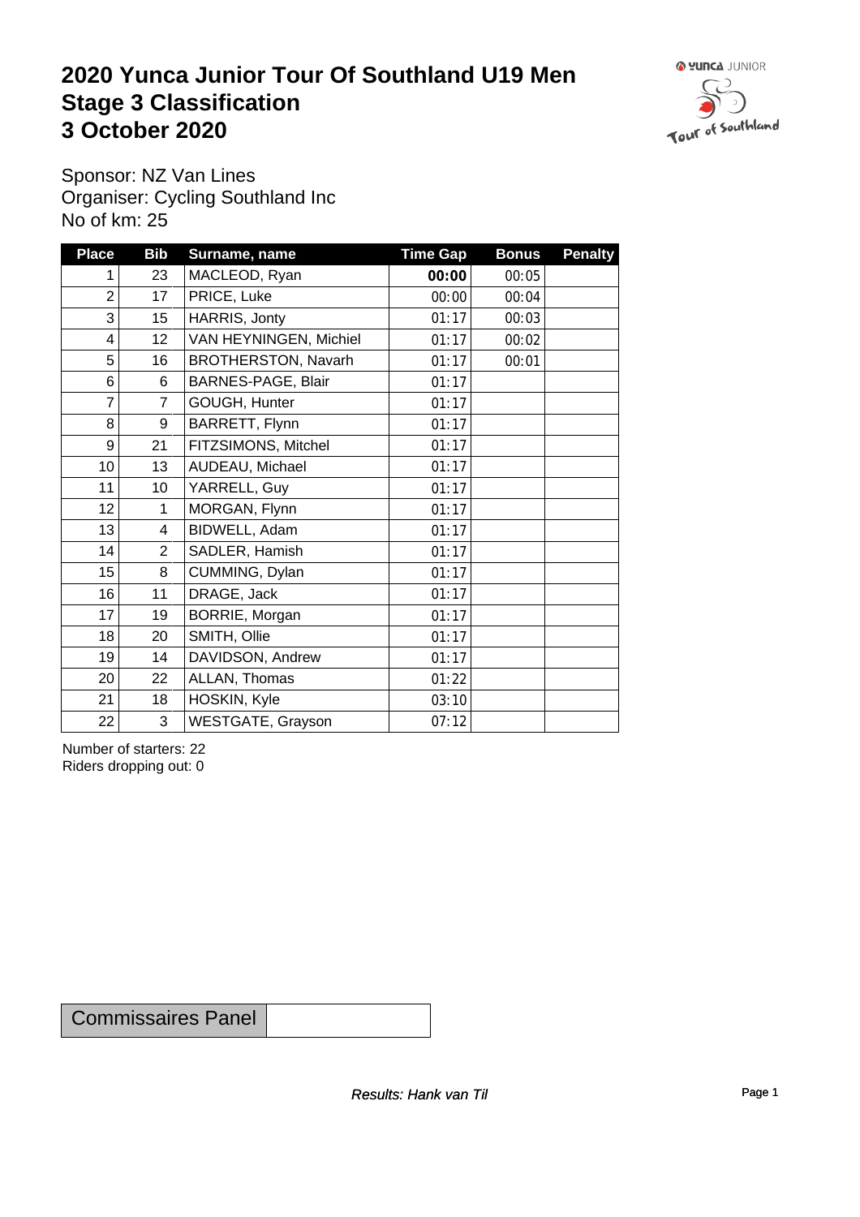# 2020 Yunca Junior Tour Of Southland U19 Men
# Stage 3 Classification
# 3 October 2020

Sponsor: NZ Van Lines
Organiser: Cycling Southland Inc
No of km: 25

| Place | Bib | Surname, name | Time Gap | Bonus | Penalty |
|---|---|---|---|---|---|
| 1 | 23 | MACLEOD, Ryan | **00:00** | 00:05 | |
| 2 | 17 | PRICE, Luke | 00:00 | 00:04 | |
| 3 | 15 | HARRIS, Jonty | 01:17 | 00:03 | |
| 4 | 12 | VAN HEYNINGEN, Michiel | 01:17 | 00:02 | |
| 5 | 16 | BROTHERSTON, Navarh | 01:17 | 00:01 | |
| 6 | 6 | BARNES-PAGE, Blair | 01:17 | | |
| 7 | 7 | GOUGH, Hunter | 01:17 | | |
| 8 | 9 | BARRETT, Flynn | 01:17 | | |
| 9 | 21 | FITZSIMONS, Mitchel | 01:17 | | |
| 10 | 13 | AUDEAU, Michael | 01:17 | | |
| 11 | 10 | YARRELL, Guy | 01:17 | | |
| 12 | 1 | MORGAN, Flynn | 01:17 | | |
| 13 | 4 | BIDWELL, Adam | 01:17 | | |
| 14 | 2 | SADLER, Hamish | 01:17 | | |
| 15 | 8 | CUMMING, Dylan | 01:17 | | |
| 16 | 11 | DRAGE, Jack | 01:17 | | |
| 17 | 19 | BORRIE, Morgan | 01:17 | | |
| 18 | 20 | SMITH, Ollie | 01:17 | | |
| 19 | 14 | DAVIDSON, Andrew | 01:17 | | |
| 20 | 22 | ALLAN, Thomas | 01:22 | | |
| 21 | 18 | HOSKIN, Kyle | 03:10 | | |
| 22 | 3 | WESTGATE, Grayson | 07:12 | | |

Number of starters: 22
Riders dropping out: 0

| Commissaires Panel | |
|---|---|

*Results: Hank van Til*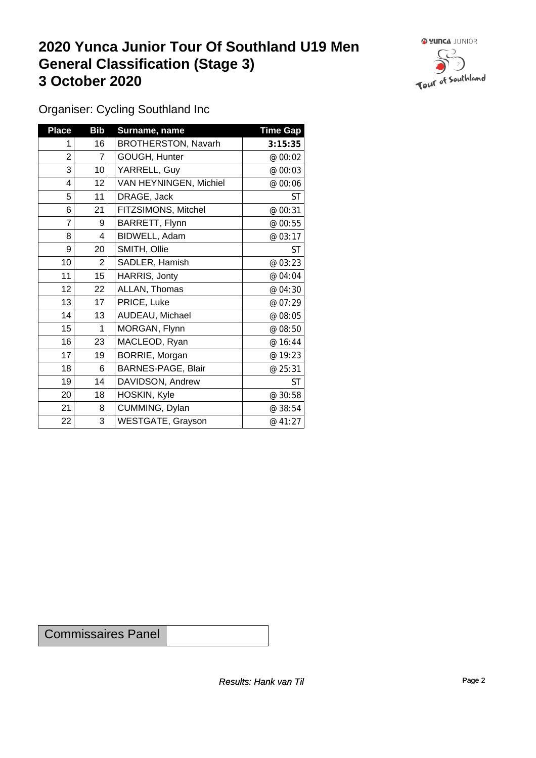# 2020 Yunca Junior Tour Of Southland U19 Men
# General Classification (Stage 3)
# 3 October 2020

Organiser: Cycling Southland Inc

| Place | Bib | Surname, name | Time Gap |
|---|---|---|---|
| 1 | 16 | BROTHERSTON, Navarh | **3:15:35** |
| 2 | 7 | GOUGH, Hunter | @ 00:02 |
| 3 | 10 | YARRELL, Guy | @ 00:03 |
| 4 | 12 | VAN HEYNINGEN, Michiel | @ 00:06 |
| 5 | 11 | DRAGE, Jack | ST |
| 6 | 21 | FITZSIMONS, Mitchel | @ 00:31 |
| 7 | 9 | BARRETT, Flynn | @ 00:55 |
| 8 | 4 | BIDWELL, Adam | @ 03:17 |
| 9 | 20 | SMITH, Ollie | ST |
| 10 | 2 | SADLER, Hamish | @ 03:23 |
| 11 | 15 | HARRIS, Jonty | @ 04:04 |
| 12 | 22 | ALLAN, Thomas | @ 04:30 |
| 13 | 17 | PRICE, Luke | @ 07:29 |
| 14 | 13 | AUDEAU, Michael | @ 08:05 |
| 15 | 1 | MORGAN, Flynn | @ 08:50 |
| 16 | 23 | MACLEOD, Ryan | @ 16:44 |
| 17 | 19 | BORRIE, Morgan | @ 19:23 |
| 18 | 6 | BARNES-PAGE, Blair | @ 25:31 |
| 19 | 14 | DAVIDSON, Andrew | ST |
| 20 | 18 | HOSKIN, Kyle | @ 30:58 |
| 21 | 8 | CUMMING, Dylan | @ 38:54 |
| 22 | 3 | WESTGATE, Grayson | @ 41:27 |

| Commissaires Panel | |
|---|---|

*Results: Hank van Til*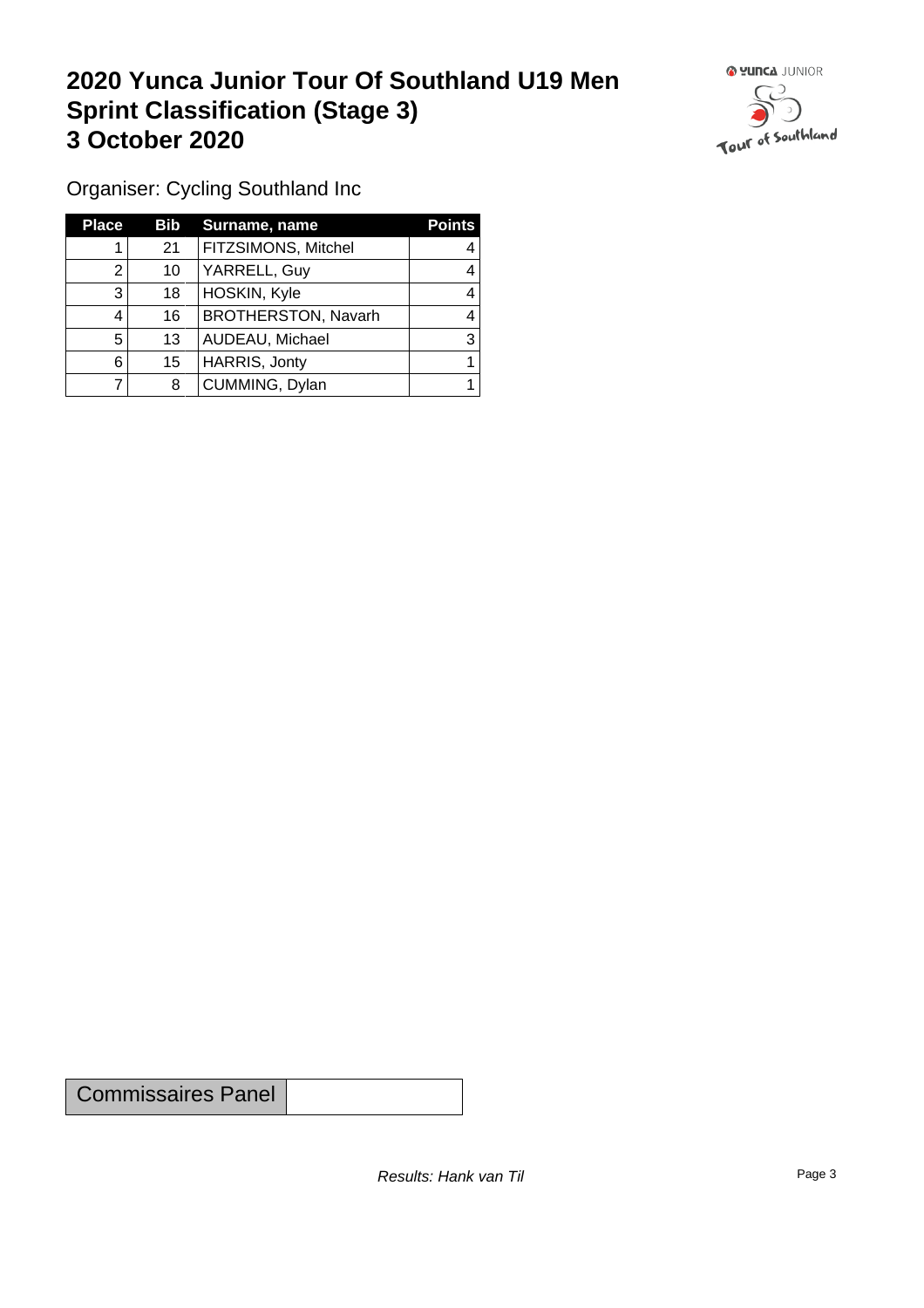# 2020 Yunca Junior Tour Of Southland U19 Men
# Sprint Classification (Stage 3)
# 3 October 2020

Organiser: Cycling Southland Inc

| Place | Bib | Surname, name | Points |
|---|---|---|---|
| 1 | 21 | FITZSIMONS, Mitchel | 4 |
| 2 | 10 | YARRELL, Guy | 4 |
| 3 | 18 | HOSKIN, Kyle | 4 |
| 4 | 16 | BROTHERSTON, Navarh | 4 |
| 5 | 13 | AUDEAU, Michael | 3 |
| 6 | 15 | HARRIS, Jonty | 1 |
| 7 | 8 | CUMMING, Dylan | 1 |

| Commissaires Panel | |
|---|---|

*Results: Hank van Til*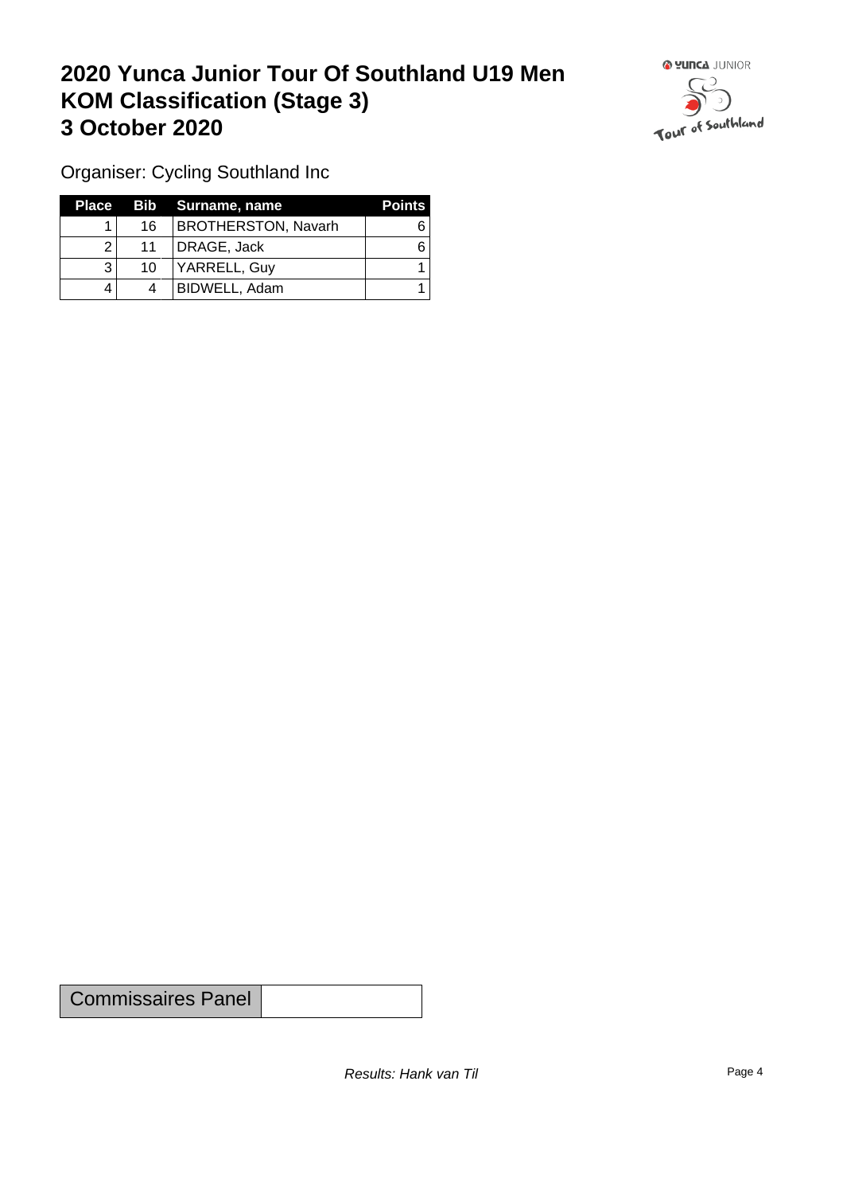# 2020 Yunca Junior Tour Of Southland U19 Men
# KOM Classification (Stage 3)
# 3 October 2020

Organiser: Cycling Southland Inc

| Place | Bib | Surname, name | Points |
|---|---|---|---|
| 1 | 16 | BROTHERSTON, Navarh | 6 |
| 2 | 11 | DRAGE, Jack | 6 |
| 3 | 10 | YARRELL, Guy | 1 |
| 4 | 4 | BIDWELL, Adam | 1 |

| Commissaires Panel | |
|---|---|

*Results: Hank van Til*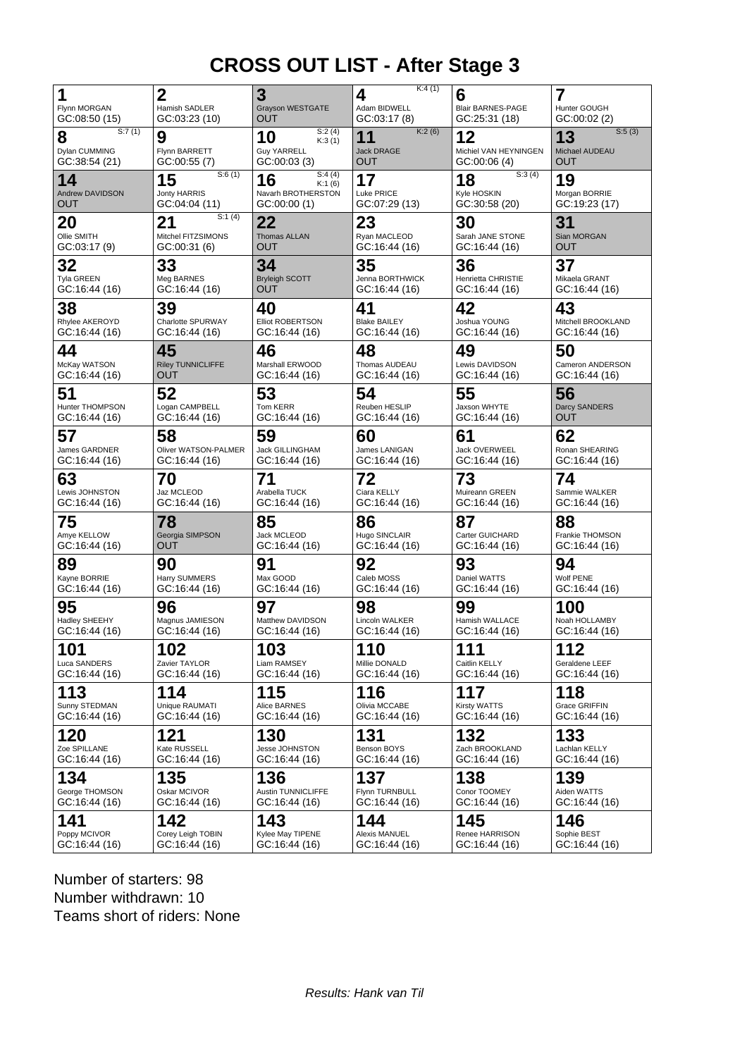# CROSS OUT LIST - After Stage 3

| | | | | | |
|---|---|---|---|---|---|
| **1** Flynn MORGAN GC:08:50 (15) | **2** Hamish SADLER GC:03:23 (10) | **3** Grayson WESTGATE OUT | **4** K:4 (1) Adam BIDWELL GC:03:17 (8) | **6** Blair BARNES-PAGE GC:25:31 (18) | **7** Hunter GOUGH GC:00:02 (2) |
| **8** S:7 (1) Dylan CUMMING GC:38:54 (21) | **9** Flynn BARRETT GC:00:55 (7) | **10** S:2 (4) K:3 (1) Guy YARRELL GC:00:03 (3) | **11** K:2 (6) Jack DRAGE OUT | **12** Michiel VAN HEYNINGEN GC:00:06 (4) | **13** S:5 (3) Michael AUDEAU OUT |
| **14** Andrew DAVIDSON OUT | **15** S:6 (1) Jonty HARRIS GC:04:04 (11) | **16** S:4 (4) K:1 (6) Navarh BROTHERSTON GC:00:00 (1) | **17** Luke PRICE GC:07:29 (13) | **18** S:3 (4) Kyle HOSKIN GC:30:58 (20) | **19** Morgan BORRIE GC:19:23 (17) |
| **20** Ollie SMITH GC:03:17 (9) | **21** S:1 (4) Mitchel FITZSIMONS GC:00:31 (6) | **22** Thomas ALLAN OUT | **23** Ryan MACLEOD GC:16:44 (16) | **30** Sarah JANE STONE GC:16:44 (16) | **31** Sian MORGAN OUT |
| **32** Tyla GREEN GC:16:44 (16) | **33** Meg BARNES GC:16:44 (16) | **34** Bryleigh SCOTT OUT | **35** Jenna BORTHWICK GC:16:44 (16) | **36** Henrietta CHRISTIE GC:16:44 (16) | **37** Mikaela GRANT GC:16:44 (16) |
| **38** Rhylee AKEROYD GC:16:44 (16) | **39** Charlotte SPURWAY GC:16:44 (16) | **40** Elliot ROBERTSON GC:16:44 (16) | **41** Blake BAILEY GC:16:44 (16) | **42** Joshua YOUNG GC:16:44 (16) | **43** Mitchell BROOKLAND GC:16:44 (16) |
| **44** McKay WATSON GC:16:44 (16) | **45** Riley TUNNICLIFFE OUT | **46** Marshall ERWOOD GC:16:44 (16) | **48** Thomas AUDEAU GC:16:44 (16) | **49** Lewis DAVIDSON GC:16:44 (16) | **50** Cameron ANDERSON GC:16:44 (16) |
| **51** Hunter THOMPSON GC:16:44 (16) | **52** Logan CAMPBELL GC:16:44 (16) | **53** Tom KERR GC:16:44 (16) | **54** Reuben HESLIP GC:16:44 (16) | **55** Jaxson WHYTE GC:16:44 (16) | **56** Darcy SANDERS OUT |
| **57** James GARDNER GC:16:44 (16) | **58** Oliver WATSON-PALMER GC:16:44 (16) | **59** Jack GILLINGHAM GC:16:44 (16) | **60** James LANIGAN GC:16:44 (16) | **61** Jack OVERWEEL GC:16:44 (16) | **62** Ronan SHEARING GC:16:44 (16) |
| **63** Lewis JOHNSTON GC:16:44 (16) | **70** Jaz MCLEOD GC:16:44 (16) | **71** Arabella TUCK GC:16:44 (16) | **72** Ciara KELLY GC:16:44 (16) | **73** Muireann GREEN GC:16:44 (16) | **74** Sammie WALKER GC:16:44 (16) |
| **75** Amye KELLOW GC:16:44 (16) | **78** Georgia SIMPSON OUT | **85** Jack MCLEOD GC:16:44 (16) | **86** Hugo SINCLAIR GC:16:44 (16) | **87** Carter GUICHARD GC:16:44 (16) | **88** Frankie THOMSON GC:16:44 (16) |
| **89** Kayne BORRIE GC:16:44 (16) | **90** Harry SUMMERS GC:16:44 (16) | **91** Max GOOD GC:16:44 (16) | **92** Caleb MOSS GC:16:44 (16) | **93** Daniel WATTS GC:16:44 (16) | **94** Wolf PENE GC:16:44 (16) |
| **95** Hadley SHEEHY GC:16:44 (16) | **96** Magnus JAMIESON GC:16:44 (16) | **97** Matthew DAVIDSON GC:16:44 (16) | **98** Lincoln WALKER GC:16:44 (16) | **99** Hamish WALLACE GC:16:44 (16) | **100** Noah HOLLAMBY GC:16:44 (16) |
| **101** Luca SANDERS GC:16:44 (16) | **102** Zavier TAYLOR GC:16:44 (16) | **103** Liam RAMSEY GC:16:44 (16) | **110** Millie DONALD GC:16:44 (16) | **111** Caitlin KELLY GC:16:44 (16) | **112** Geraldene LEEF GC:16:44 (16) |
| **113** Sunny STEDMAN GC:16:44 (16) | **114** Unique RAUMATI GC:16:44 (16) | **115** Alice BARNES GC:16:44 (16) | **116** Olivia MCCABE GC:16:44 (16) | **117** Kirsty WATTS GC:16:44 (16) | **118** Grace GRIFFIN GC:16:44 (16) |
| **120** Zoe SPILLANE GC:16:44 (16) | **121** Kate RUSSELL GC:16:44 (16) | **130** Jesse JOHNSTON GC:16:44 (16) | **131** Benson BOYS GC:16:44 (16) | **132** Zach BROOKLAND GC:16:44 (16) | **133** Lachlan KELLY GC:16:44 (16) |
| **134** George THOMSON GC:16:44 (16) | **135** Oskar MCIVOR GC:16:44 (16) | **136** Austin TUNNICLIFFE GC:16:44 (16) | **137** Flynn TURNBULL GC:16:44 (16) | **138** Conor TOOMEY GC:16:44 (16) | **139** Aiden WATTS GC:16:44 (16) |
| **141** Poppy MCIVOR GC:16:44 (16) | **142** Corey Leigh TOBIN GC:16:44 (16) | **143** Kylee May TIPENE GC:16:44 (16) | **144** Alexis MANUEL GC:16:44 (16) | **145** Renee HARRISON GC:16:44 (16) | **146** Sophie BEST GC:16:44 (16) |

Number of starters: 98
Number withdrawn: 10
Teams short of riders: None

*Results: Hank van Til*